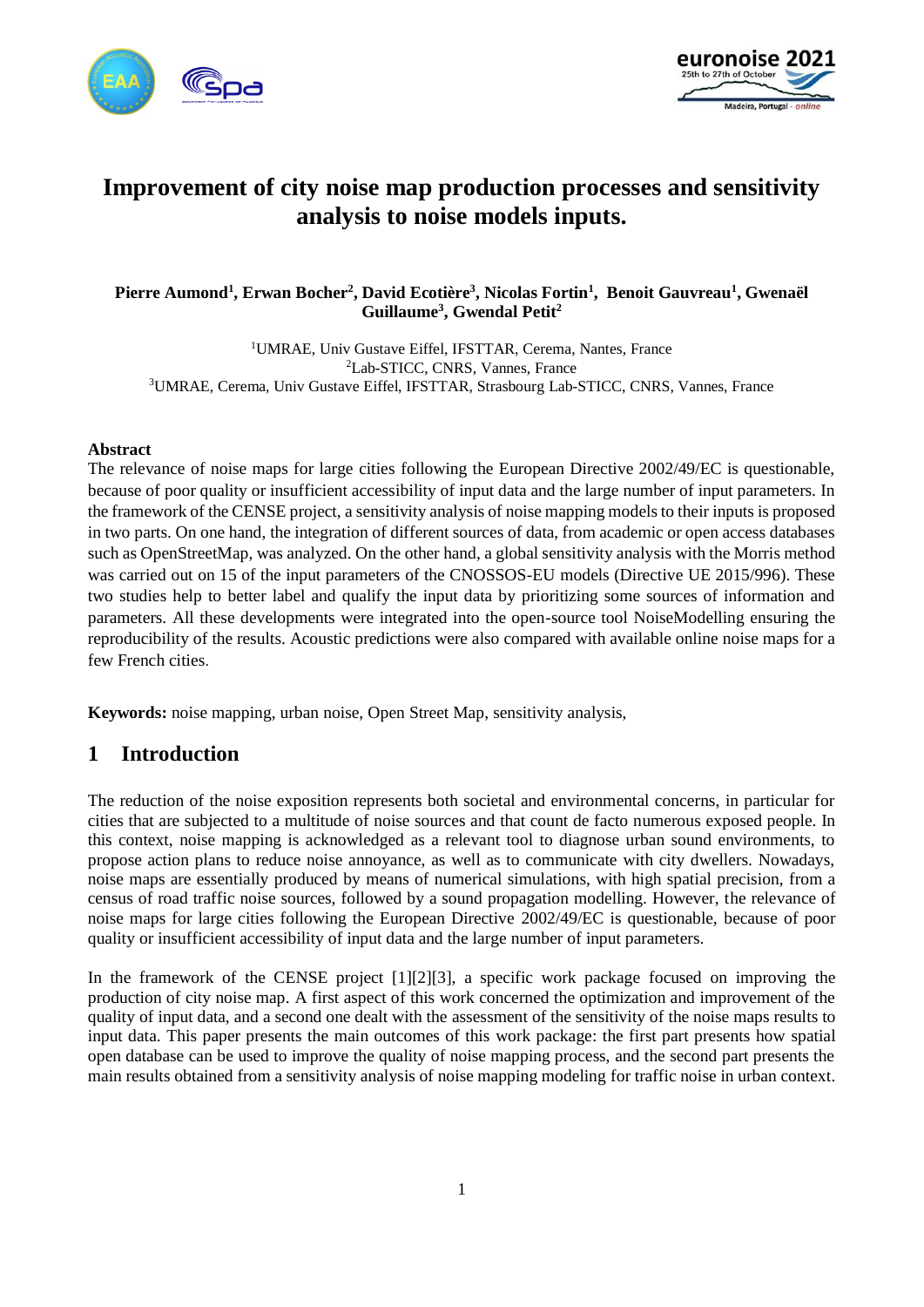# Improvement of city noise map production processes and sensitivity analysis to noise models inputs.

**Pierre Aumond[1], Erwan Bocher[2], David Ecotière[3], Nicolas Fortin[1], Benoit Gauvreau[1], Gwenaël Guillaume[3], Gwendal Petit[2]**

[1]UMRAE, Univ Gustave Eiffel, IFSTTAR, Cerema, Nantes, France
[2]Lab-STICC, CNRS, Vannes, France
[3]UMRAE, Cerema, Univ Gustave Eiffel, IFSTTAR, Strasbourg Lab-STICC, CNRS, Vannes, France

## Abstract

The relevance of noise maps for large cities following the European Directive 2002/49/EC is questionable, because of poor quality or insufficient accessibility of input data and the large number of input parameters. In the framework of the CENSE project, a sensitivity analysis of noise mapping models to their inputs is proposed in two parts. On one hand, the integration of different sources of data, from academic or open access databases such as OpenStreetMap, was analyzed. On the other hand, a global sensitivity analysis with the Morris method was carried out on 15 of the input parameters of the CNOSSOS-EU models (Directive UE 2015/996). These two studies help to better label and qualify the input data by prioritizing some sources of information and parameters. All these developments were integrated into the open-source tool NoiseModelling ensuring the reproducibility of the results. Acoustic predictions were also compared with available online noise maps for a few French cities.

**Keywords:** noise mapping, urban noise, Open Street Map, sensitivity analysis,

## 1 Introduction

The reduction of the noise exposition represents both societal and environmental concerns, in particular for cities that are subjected to a multitude of noise sources and that count de facto numerous exposed people. In this context, noise mapping is acknowledged as a relevant tool to diagnose urban sound environments, to propose action plans to reduce noise annoyance, as well as to communicate with city dwellers. Nowadays, noise maps are essentially produced by means of numerical simulations, with high spatial precision, from a census of road traffic noise sources, followed by a sound propagation modelling. However, the relevance of noise maps for large cities following the European Directive 2002/49/EC is questionable, because of poor quality or insufficient accessibility of input data and the large number of input parameters.

In the framework of the CENSE project [1][2][3], a specific work package focused on improving the production of city noise map. A first aspect of this work concerned the optimization and improvement of the quality of input data, and a second one dealt with the assessment of the sensitivity of the noise maps results to input data. This paper presents the main outcomes of this work package: the first part presents how spatial open database can be used to improve the quality of noise mapping process, and the second part presents the main results obtained from a sensitivity analysis of noise mapping modeling for traffic noise in urban context.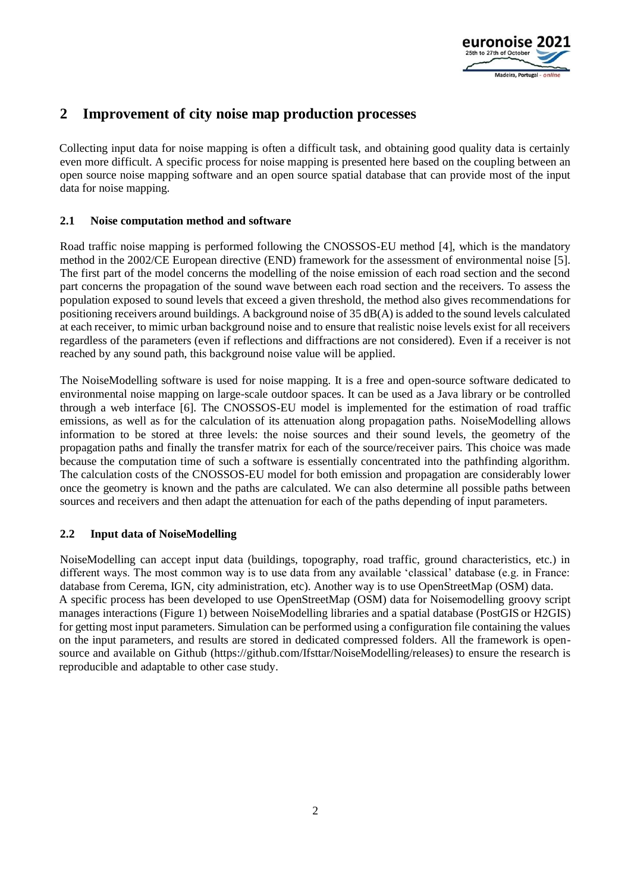# 2 Improvement of city noise map production processes

Collecting input data for noise mapping is often a difficult task, and obtaining good quality data is certainly even more difficult. A specific process for noise mapping is presented here based on the coupling between an open source noise mapping software and an open source spatial database that can provide most of the input data for noise mapping.

## 2.1 Noise computation method and software

Road traffic noise mapping is performed following the CNOSSOS-EU method [4], which is the mandatory method in the 2002/CE European directive (END) framework for the assessment of environmental noise [5]. The first part of the model concerns the modelling of the noise emission of each road section and the second part concerns the propagation of the sound wave between each road section and the receivers. To assess the population exposed to sound levels that exceed a given threshold, the method also gives recommendations for positioning receivers around buildings. A background noise of 35 dB(A) is added to the sound levels calculated at each receiver, to mimic urban background noise and to ensure that realistic noise levels exist for all receivers regardless of the parameters (even if reflections and diffractions are not considered). Even if a receiver is not reached by any sound path, this background noise value will be applied.

The NoiseModelling software is used for noise mapping. It is a free and open-source software dedicated to environmental noise mapping on large-scale outdoor spaces. It can be used as a Java library or be controlled through a web interface [6]. The CNOSSOS-EU model is implemented for the estimation of road traffic emissions, as well as for the calculation of its attenuation along propagation paths. NoiseModelling allows information to be stored at three levels: the noise sources and their sound levels, the geometry of the propagation paths and finally the transfer matrix for each of the source/receiver pairs. This choice was made because the computation time of such a software is essentially concentrated into the pathfinding algorithm. The calculation costs of the CNOSSOS-EU model for both emission and propagation are considerably lower once the geometry is known and the paths are calculated. We can also determine all possible paths between sources and receivers and then adapt the attenuation for each of the paths depending of input parameters.

## 2.2 Input data of NoiseModelling

NoiseModelling can accept input data (buildings, topography, road traffic, ground characteristics, etc.) in different ways. The most common way is to use data from any available 'classical' database (e.g. in France: database from Cerema, IGN, city administration, etc). Another way is to use OpenStreetMap (OSM) data.
A specific process has been developed to use OpenStreetMap (OSM) data for Noisemodelling groovy script manages interactions (Figure 1) between NoiseModelling libraries and a spatial database (PostGIS or H2GIS) for getting most input parameters. Simulation can be performed using a configuration file containing the values on the input parameters, and results are stored in dedicated compressed folders. All the framework is open-source and available on Github (https://github.com/Ifsttar/NoiseModelling/releases) to ensure the research is reproducible and adaptable to other case study.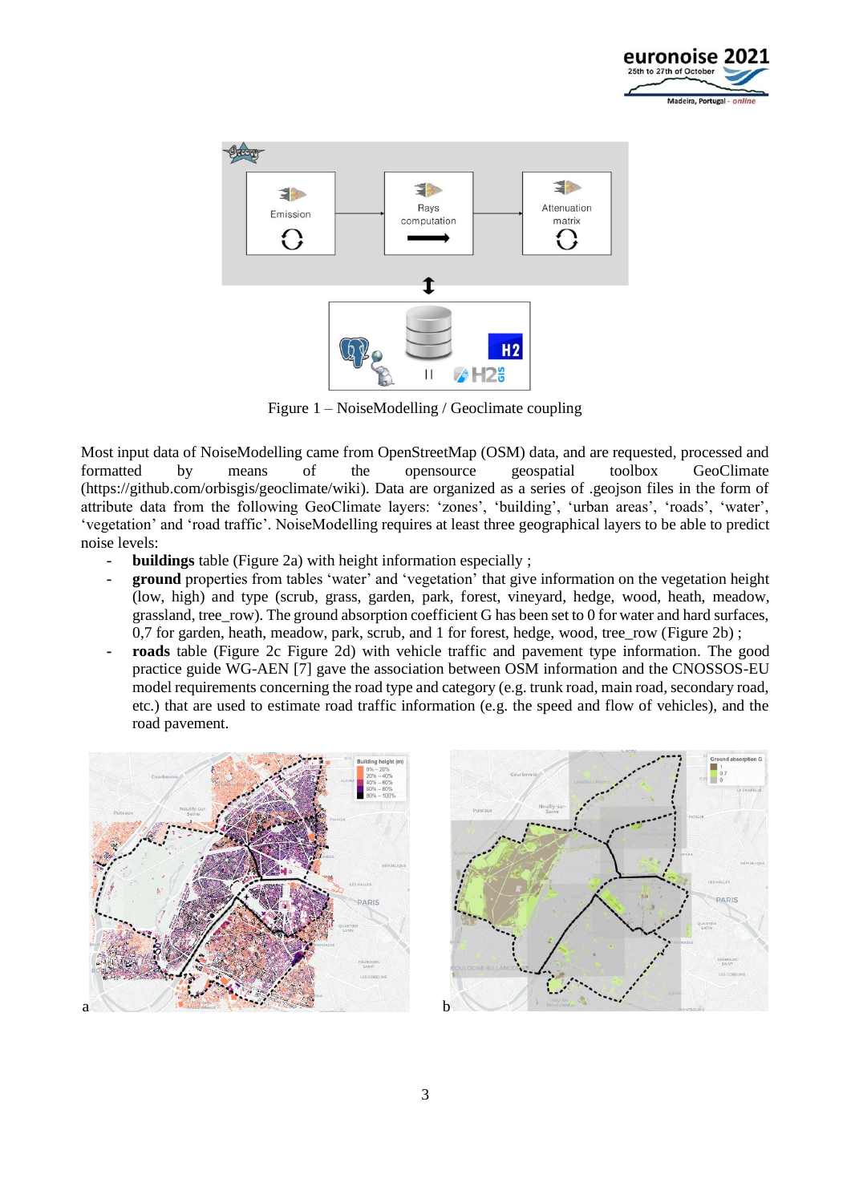Figure 1 – NoiseModelling / Geoclimate coupling

Most input data of NoiseModelling came from OpenStreetMap (OSM) data, and are requested, processed and formatted by means of the opensource geospatial toolbox GeoClimate (https://github.com/orbisgis/geoclimate/wiki). Data are organized as a series of .geojson files in the form of attribute data from the following GeoClimate layers: 'zones', 'building', 'urban areas', 'roads', 'water', 'vegetation' and 'road traffic'. NoiseModelling requires at least three geographical layers to be able to predict noise levels:

- **buildings** table (Figure 2a) with height information especially ;
- **ground** properties from tables 'water' and 'vegetation' that give information on the vegetation height (low, high) and type (scrub, grass, garden, park, forest, vineyard, hedge, wood, heath, meadow, grassland, tree_row). The ground absorption coefficient G has been set to 0 for water and hard surfaces, 0,7 for garden, heath, meadow, park, scrub, and 1 for forest, hedge, wood, tree_row (Figure 2b) ;
- **roads** table (Figure 2c Figure 2d) with vehicle traffic and pavement type information. The good practice guide WG-AEN [7] gave the association between OSM information and the CNOSSOS-EU model requirements concerning the road type and category (e.g. trunk road, main road, secondary road, etc.) that are used to estimate road traffic information (e.g. the speed and flow of vehicles), and the road pavement.

a

b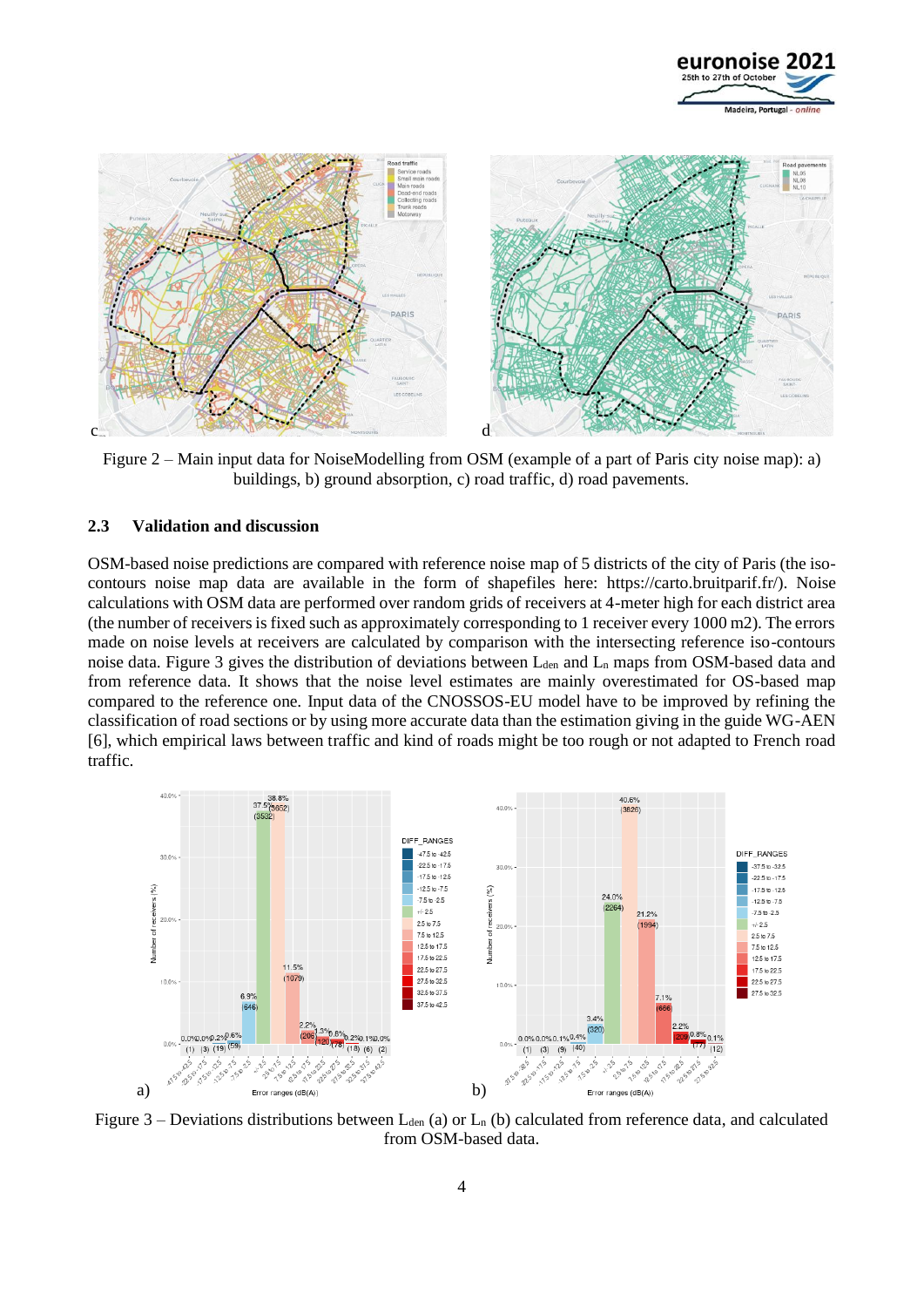Figure 2 – Main input data for NoiseModelling from OSM (example of a part of Paris city noise map): a) buildings, b) ground absorption, c) road traffic, d) road pavements.

### 2.3 Validation and discussion

OSM-based noise predictions are compared with reference noise map of 5 districts of the city of Paris (the iso-contours noise map data are available in the form of shapefiles here: https://carto.bruitparif.fr/). Noise calculations with OSM data are performed over random grids of receivers at 4-meter high for each district area (the number of receivers is fixed such as approximately corresponding to 1 receiver every 1000 m2). The errors made on noise levels at receivers are calculated by comparison with the intersecting reference iso-contours noise data. Figure 3 gives the distribution of deviations between $L_{den}$ and $L_n$ maps from OSM-based data and from reference data. It shows that the noise level estimates are mainly overestimated for OS-based map compared to the reference one. Input data of the CNOSSOS-EU model have to be improved by refining the classification of road sections or by using more accurate data than the estimation giving in the guide WG-AEN [6], which empirical laws between traffic and kind of roads might be too rough or not adapted to French road traffic.

Figure 3 – Deviations distributions between $L_{den}$ (a) or $L_n$ (b) calculated from reference data, and calculated from OSM-based data.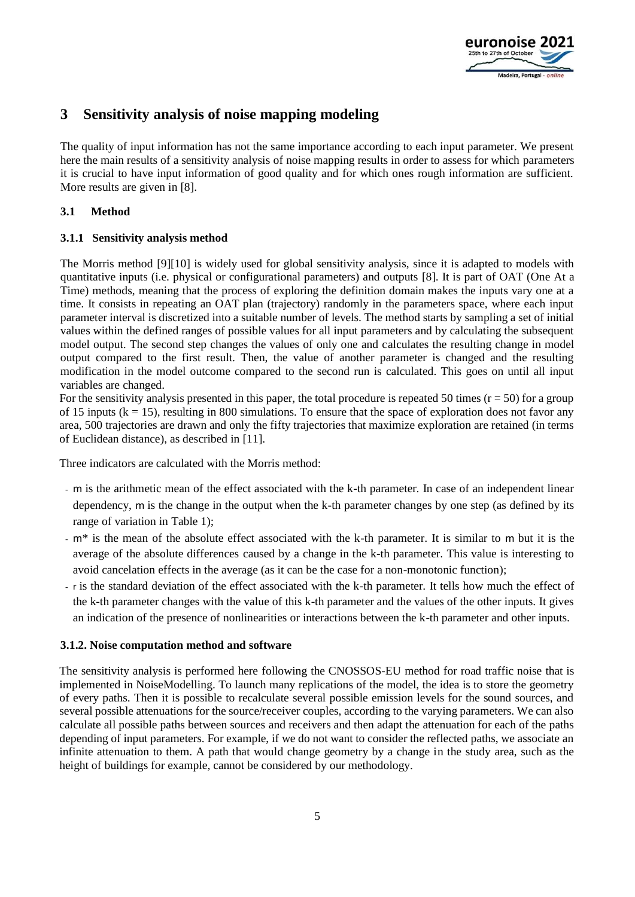# 3 Sensitivity analysis of noise mapping modeling

The quality of input information has not the same importance according to each input parameter. We present here the main results of a sensitivity analysis of noise mapping results in order to assess for which parameters it is crucial to have input information of good quality and for which ones rough information are sufficient. More results are given in [8].

## 3.1 Method

### 3.1.1 Sensitivity analysis method

The Morris method [9][10] is widely used for global sensitivity analysis, since it is adapted to models with quantitative inputs (i.e. physical or configurational parameters) and outputs [8]. It is part of OAT (One At a Time) methods, meaning that the process of exploring the definition domain makes the inputs vary one at a time. It consists in repeating an OAT plan (trajectory) randomly in the parameters space, where each input parameter interval is discretized into a suitable number of levels. The method starts by sampling a set of initial values within the defined ranges of possible values for all input parameters and by calculating the subsequent model output. The second step changes the values of only one and calculates the resulting change in model output compared to the first result. Then, the value of another parameter is changed and the resulting modification in the model outcome compared to the second run is calculated. This goes on until all input variables are changed.

For the sensitivity analysis presented in this paper, the total procedure is repeated 50 times ($r = 50$) for a group of 15 inputs ($k = 15$), resulting in 800 simulations. To ensure that the space of exploration does not favor any area, 500 trajectories are drawn and only the fifty trajectories that maximize exploration are retained (in terms of Euclidean distance), as described in [11].

Three indicators are calculated with the Morris method:

- m is the arithmetic mean of the effect associated with the k-th parameter. In case of an independent linear dependency, m is the change in the output when the k-th parameter changes by one step (as defined by its range of variation in Table 1);
- m* is the mean of the absolute effect associated with the k-th parameter. It is similar to m but it is the average of the absolute differences caused by a change in the k-th parameter. This value is interesting to avoid cancelation effects in the average (as it can be the case for a non-monotonic function);
- r is the standard deviation of the effect associated with the k-th parameter. It tells how much the effect of the k-th parameter changes with the value of this k-th parameter and the values of the other inputs. It gives an indication of the presence of nonlinearities or interactions between the k-th parameter and other inputs.

### 3.1.2. Noise computation method and software

The sensitivity analysis is performed here following the CNOSSOS-EU method for road traffic noise that is implemented in NoiseModelling. To launch many replications of the model, the idea is to store the geometry of every paths. Then it is possible to recalculate several possible emission levels for the sound sources, and several possible attenuations for the source/receiver couples, according to the varying parameters. We can also calculate all possible paths between sources and receivers and then adapt the attenuation for each of the paths depending of input parameters. For example, if we do not want to consider the reflected paths, we associate an infinite attenuation to them. A path that would change geometry by a change in the study area, such as the height of buildings for example, cannot be considered by our methodology.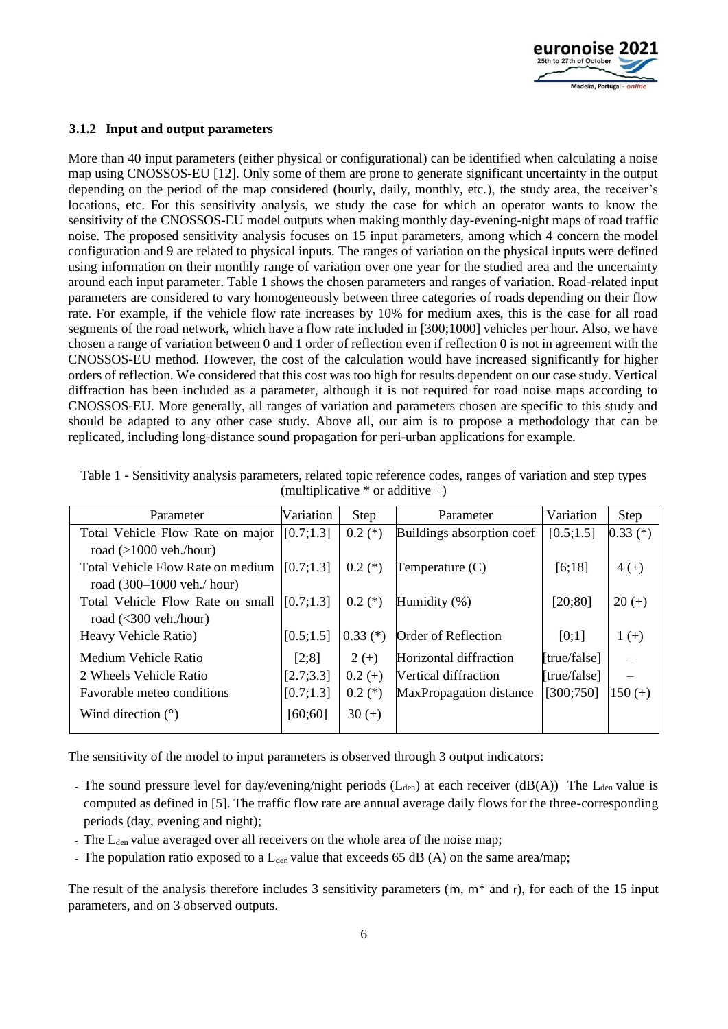### 3.1.2 Input and output parameters

More than 40 input parameters (either physical or configurational) can be identified when calculating a noise map using CNOSSOS-EU [12]. Only some of them are prone to generate significant uncertainty in the output depending on the period of the map considered (hourly, daily, monthly, etc.), the study area, the receiver's locations, etc. For this sensitivity analysis, we study the case for which an operator wants to know the sensitivity of the CNOSSOS-EU model outputs when making monthly day-evening-night maps of road traffic noise. The proposed sensitivity analysis focuses on 15 input parameters, among which 4 concern the model configuration and 9 are related to physical inputs. The ranges of variation on the physical inputs were defined using information on their monthly range of variation over one year for the studied area and the uncertainty around each input parameter. Table 1 shows the chosen parameters and ranges of variation. Road-related input parameters are considered to vary homogeneously between three categories of roads depending on their flow rate. For example, if the vehicle flow rate increases by 10% for medium axes, this is the case for all road segments of the road network, which have a flow rate included in [300;1000] vehicles per hour. Also, we have chosen a range of variation between 0 and 1 order of reflection even if reflection 0 is not in agreement with the CNOSSOS-EU method. However, the cost of the calculation would have increased significantly for higher orders of reflection. We considered that this cost was too high for results dependent on our case study. Vertical diffraction has been included as a parameter, although it is not required for road noise maps according to CNOSSOS-EU. More generally, all ranges of variation and parameters chosen are specific to this study and should be adapted to any other case study. Above all, our aim is to propose a methodology that can be replicated, including long-distance sound propagation for peri-urban applications for example.

Table 1 - Sensitivity analysis parameters, related topic reference codes, ranges of variation and step types (multiplicative * or additive +)

| Parameter | Variation | Step | Parameter | Variation | Step |
|---|---|---|---|---|---|
| Total Vehicle Flow Rate on major road (>1000 veh./hour) | [0.7;1.3] | 0.2 (*) | Buildings absorption coef | [0.5;1.5] | 0.33 (*) |
| Total Vehicle Flow Rate on medium road (300–1000 veh./ hour) | [0.7;1.3] | 0.2 (*) | Temperature (C) | [6;18] | 4 (+) |
| Total Vehicle Flow Rate on small road (<300 veh./hour) | [0.7;1.3] | 0.2 (*) | Humidity (%) | [20;80] | 20 (+) |
| Heavy Vehicle Ratio) | [0.5;1.5] | 0.33 (*) | Order of Reflection | [0;1] | 1 (+) |
| Medium Vehicle Ratio | [2;8] | 2 (+) | Horizontal diffraction | [true/false] | – |
| 2 Wheels Vehicle Ratio | [2.7;3.3] | 0.2 (+) | Vertical diffraction | [true/false] | – |
| Favorable meteo conditions | [0.7;1.3] | 0.2 (*) | MaxPropagation distance | [300;750] | 150 (+) |
| Wind direction (°) | [60;60] | 30 (+) | | | |

The sensitivity of the model to input parameters is observed through 3 output indicators:

- The sound pressure level for day/evening/night periods ($L_{den}$) at each receiver (dB(A)) The $L_{den}$ value is computed as defined in [5]. The traffic flow rate are annual average daily flows for the three-corresponding periods (day, evening and night);
- The $L_{den}$ value averaged over all receivers on the whole area of the noise map;
- The population ratio exposed to a $L_{den}$ value that exceeds 65 dB (A) on the same area/map;

The result of the analysis therefore includes 3 sensitivity parameters (m, m* and r), for each of the 15 input parameters, and on 3 observed outputs.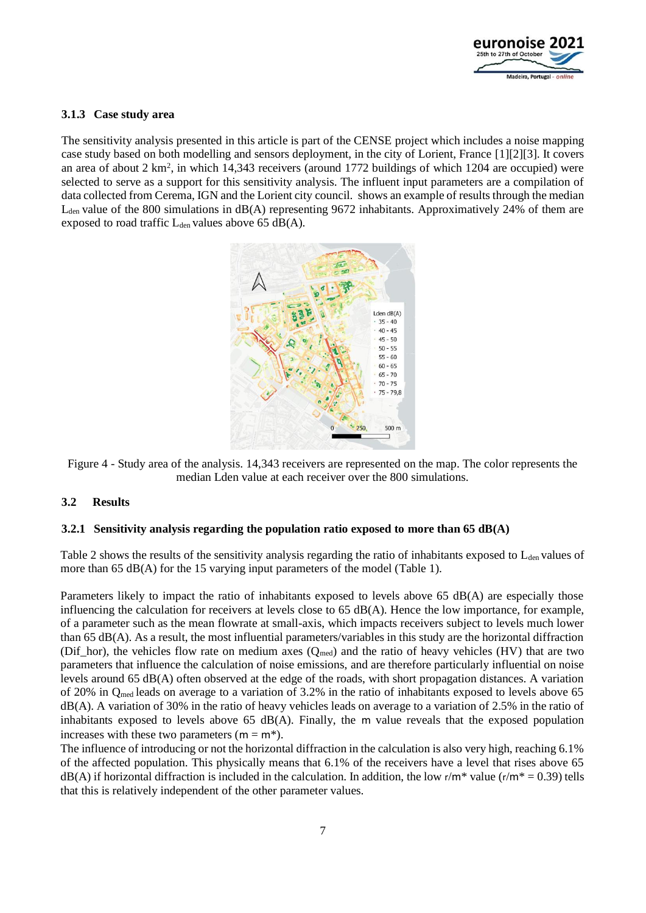### 3.1.3 Case study area

The sensitivity analysis presented in this article is part of the CENSE project which includes a noise mapping case study based on both modelling and sensors deployment, in the city of Lorient, France [1][2][3]. It covers an area of about 2 km$^2$, in which 14,343 receivers (around 1772 buildings of which 1204 are occupied) were selected to serve as a support for this sensitivity analysis. The influent input parameters are a compilation of data collected from Cerema, IGN and the Lorient city council.  shows an example of results through the median $L_{den}$ value of the 800 simulations in dB(A) representing 9672 inhabitants. Approximatively 24% of them are exposed to road traffic $L_{den}$ values above 65 dB(A).

Figure 4 - Study area of the analysis. 14,343 receivers are represented on the map. The color represents the median Lden value at each receiver over the 800 simulations.

## 3.2 Results

### 3.2.1 Sensitivity analysis regarding the population ratio exposed to more than 65 dB(A)

Table 2 shows the results of the sensitivity analysis regarding the ratio of inhabitants exposed to $L_{den}$ values of more than 65 dB(A) for the 15 varying input parameters of the model (Table 1).

Parameters likely to impact the ratio of inhabitants exposed to levels above 65 dB(A) are especially those influencing the calculation for receivers at levels close to 65 dB(A). Hence the low importance, for example, of a parameter such as the mean flowrate at small-axis, which impacts receivers subject to levels much lower than 65 dB(A). As a result, the most influential parameters/variables in this study are the horizontal diffraction (Dif_hor), the vehicles flow rate on medium axes ($Q_{med}$) and the ratio of heavy vehicles (HV) that are two parameters that influence the calculation of noise emissions, and are therefore particularly influential on noise levels around 65 dB(A) often observed at the edge of the roads, with short propagation distances. A variation of 20% in $Q_{med}$ leads on average to a variation of 3.2% in the ratio of inhabitants exposed to levels above 65 dB(A). A variation of 30% in the ratio of heavy vehicles leads on average to a variation of 2.5% in the ratio of inhabitants exposed to levels above 65 dB(A). Finally, the m value reveals that the exposed population increases with these two parameters (m = m*).
The influence of introducing or not the horizontal diffraction in the calculation is also very high, reaching 6.1% of the affected population. This physically means that 6.1% of the receivers have a level that rises above 65 dB(A) if horizontal diffraction is included in the calculation. In addition, the low r/m* value (r/m* = 0.39) tells that this is relatively independent of the other parameter values.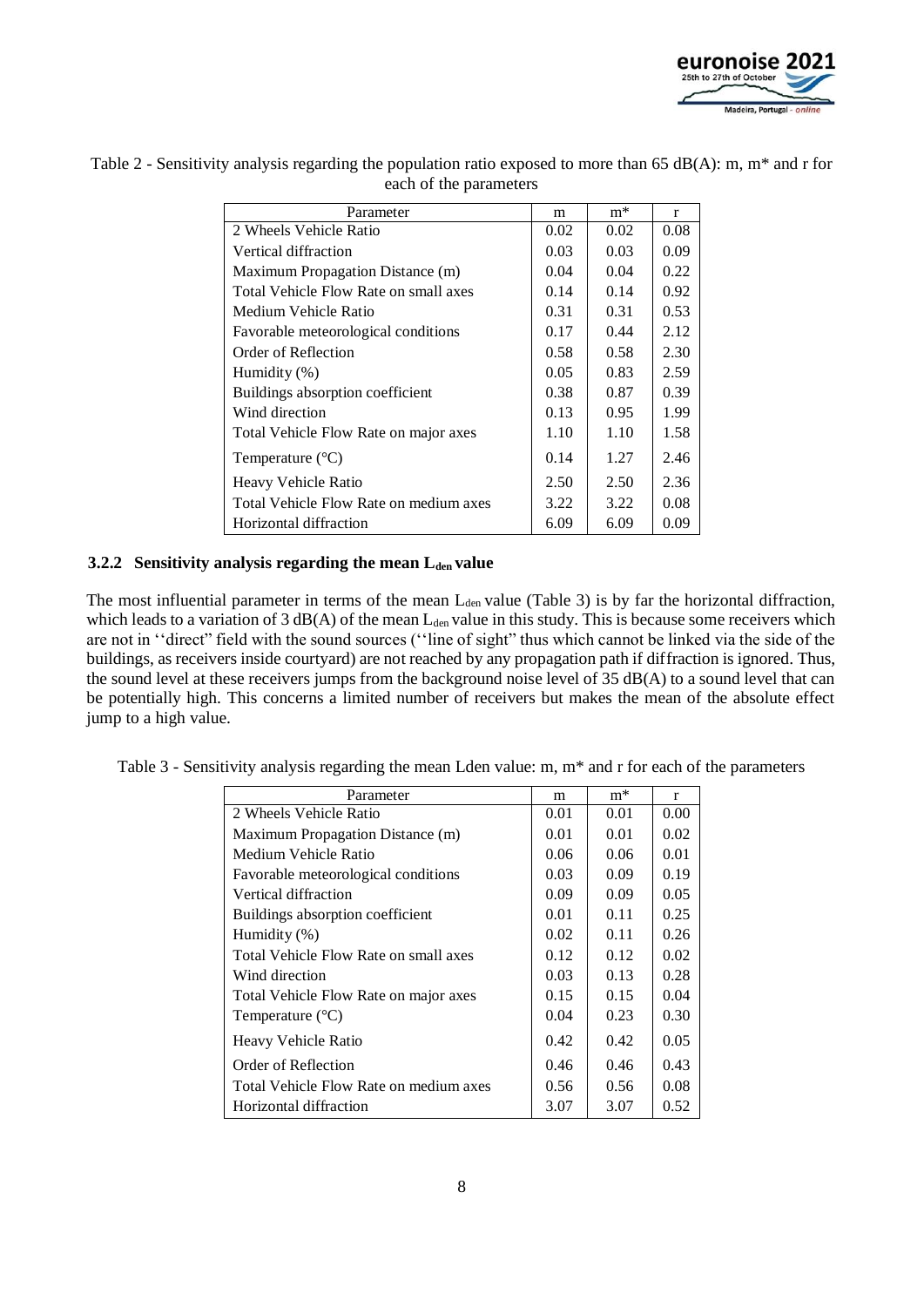Table 2 - Sensitivity analysis regarding the population ratio exposed to more than 65 dB(A): m, m* and r for each of the parameters

| Parameter | m | m* | r |
|---|---|---|---|
| 2 Wheels Vehicle Ratio | 0.02 | 0.02 | 0.08 |
| Vertical diffraction | 0.03 | 0.03 | 0.09 |
| Maximum Propagation Distance (m) | 0.04 | 0.04 | 0.22 |
| Total Vehicle Flow Rate on small axes | 0.14 | 0.14 | 0.92 |
| Medium Vehicle Ratio | 0.31 | 0.31 | 0.53 |
| Favorable meteorological conditions | 0.17 | 0.44 | 2.12 |
| Order of Reflection | 0.58 | 0.58 | 2.30 |
| Humidity (%) | 0.05 | 0.83 | 2.59 |
| Buildings absorption coefficient | 0.38 | 0.87 | 0.39 |
| Wind direction | 0.13 | 0.95 | 1.99 |
| Total Vehicle Flow Rate on major axes | 1.10 | 1.10 | 1.58 |
| Temperature (°C) | 0.14 | 1.27 | 2.46 |
| Heavy Vehicle Ratio | 2.50 | 2.50 | 2.36 |
| Total Vehicle Flow Rate on medium axes | 3.22 | 3.22 | 0.08 |
| Horizontal diffraction | 6.09 | 6.09 | 0.09 |

### 3.2.2 Sensitivity analysis regarding the mean $L_{den}$ value

The most influential parameter in terms of the mean $L_{den}$ value (Table 3) is by far the horizontal diffraction, which leads to a variation of 3 dB(A) of the mean $L_{den}$ value in this study. This is because some receivers which are not in ''direct'' field with the sound sources (''line of sight'' thus which cannot be linked via the side of the buildings, as receivers inside courtyard) are not reached by any propagation path if diffraction is ignored. Thus, the sound level at these receivers jumps from the background noise level of 35 dB(A) to a sound level that can be potentially high. This concerns a limited number of receivers but makes the mean of the absolute effect jump to a high value.

Table 3 - Sensitivity analysis regarding the mean Lden value: m, m* and r for each of the parameters

| Parameter | m | m* | r |
|---|---|---|---|
| 2 Wheels Vehicle Ratio | 0.01 | 0.01 | 0.00 |
| Maximum Propagation Distance (m) | 0.01 | 0.01 | 0.02 |
| Medium Vehicle Ratio | 0.06 | 0.06 | 0.01 |
| Favorable meteorological conditions | 0.03 | 0.09 | 0.19 |
| Vertical diffraction | 0.09 | 0.09 | 0.05 |
| Buildings absorption coefficient | 0.01 | 0.11 | 0.25 |
| Humidity (%) | 0.02 | 0.11 | 0.26 |
| Total Vehicle Flow Rate on small axes | 0.12 | 0.12 | 0.02 |
| Wind direction | 0.03 | 0.13 | 0.28 |
| Total Vehicle Flow Rate on major axes | 0.15 | 0.15 | 0.04 |
| Temperature (°C) | 0.04 | 0.23 | 0.30 |
| Heavy Vehicle Ratio | 0.42 | 0.42 | 0.05 |
| Order of Reflection | 0.46 | 0.46 | 0.43 |
| Total Vehicle Flow Rate on medium axes | 0.56 | 0.56 | 0.08 |
| Horizontal diffraction | 3.07 | 3.07 | 0.52 |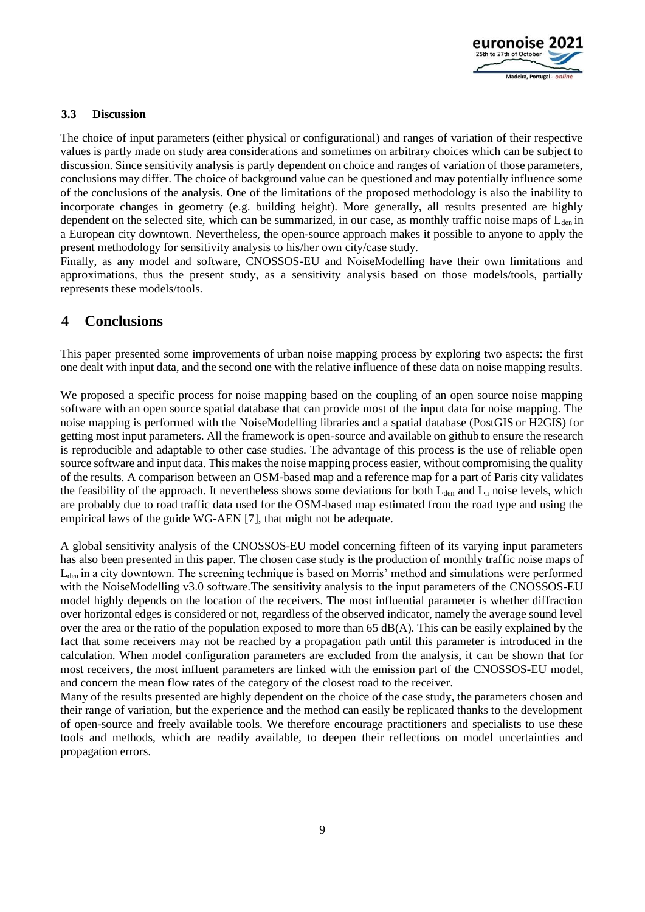### 3.3 Discussion

The choice of input parameters (either physical or configurational) and ranges of variation of their respective values is partly made on study area considerations and sometimes on arbitrary choices which can be subject to discussion. Since sensitivity analysis is partly dependent on choice and ranges of variation of those parameters, conclusions may differ. The choice of background value can be questioned and may potentially influence some of the conclusions of the analysis. One of the limitations of the proposed methodology is also the inability to incorporate changes in geometry (e.g. building height). More generally, all results presented are highly dependent on the selected site, which can be summarized, in our case, as monthly traffic noise maps of $L_{den}$ in a European city downtown. Nevertheless, the open-source approach makes it possible to anyone to apply the present methodology for sensitivity analysis to his/her own city/case study.

Finally, as any model and software, CNOSSOS-EU and NoiseModelling have their own limitations and approximations, thus the present study, as a sensitivity analysis based on those models/tools, partially represents these models/tools.

# 4 Conclusions

This paper presented some improvements of urban noise mapping process by exploring two aspects: the first one dealt with input data, and the second one with the relative influence of these data on noise mapping results.

We proposed a specific process for noise mapping based on the coupling of an open source noise mapping software with an open source spatial database that can provide most of the input data for noise mapping. The noise mapping is performed with the NoiseModelling libraries and a spatial database (PostGIS or H2GIS) for getting most input parameters. All the framework is open-source and available on github to ensure the research is reproducible and adaptable to other case studies. The advantage of this process is the use of reliable open source software and input data. This makes the noise mapping process easier, without compromising the quality of the results. A comparison between an OSM-based map and a reference map for a part of Paris city validates the feasibility of the approach. It nevertheless shows some deviations for both $L_{den}$ and $L_n$ noise levels, which are probably due to road traffic data used for the OSM-based map estimated from the road type and using the empirical laws of the guide WG-AEN [7], that might not be adequate.

A global sensitivity analysis of the CNOSSOS-EU model concerning fifteen of its varying input parameters has also been presented in this paper. The chosen case study is the production of monthly traffic noise maps of $L_{den}$ in a city downtown. The screening technique is based on Morris' method and simulations were performed with the NoiseModelling v3.0 software.The sensitivity analysis to the input parameters of the CNOSSOS-EU model highly depends on the location of the receivers. The most influential parameter is whether diffraction over horizontal edges is considered or not, regardless of the observed indicator, namely the average sound level over the area or the ratio of the population exposed to more than 65 dB(A). This can be easily explained by the fact that some receivers may not be reached by a propagation path until this parameter is introduced in the calculation. When model configuration parameters are excluded from the analysis, it can be shown that for most receivers, the most influent parameters are linked with the emission part of the CNOSSOS-EU model, and concern the mean flow rates of the category of the closest road to the receiver.

Many of the results presented are highly dependent on the choice of the case study, the parameters chosen and their range of variation, but the experience and the method can easily be replicated thanks to the development of open-source and freely available tools. We therefore encourage practitioners and specialists to use these tools and methods, which are readily available, to deepen their reflections on model uncertainties and propagation errors.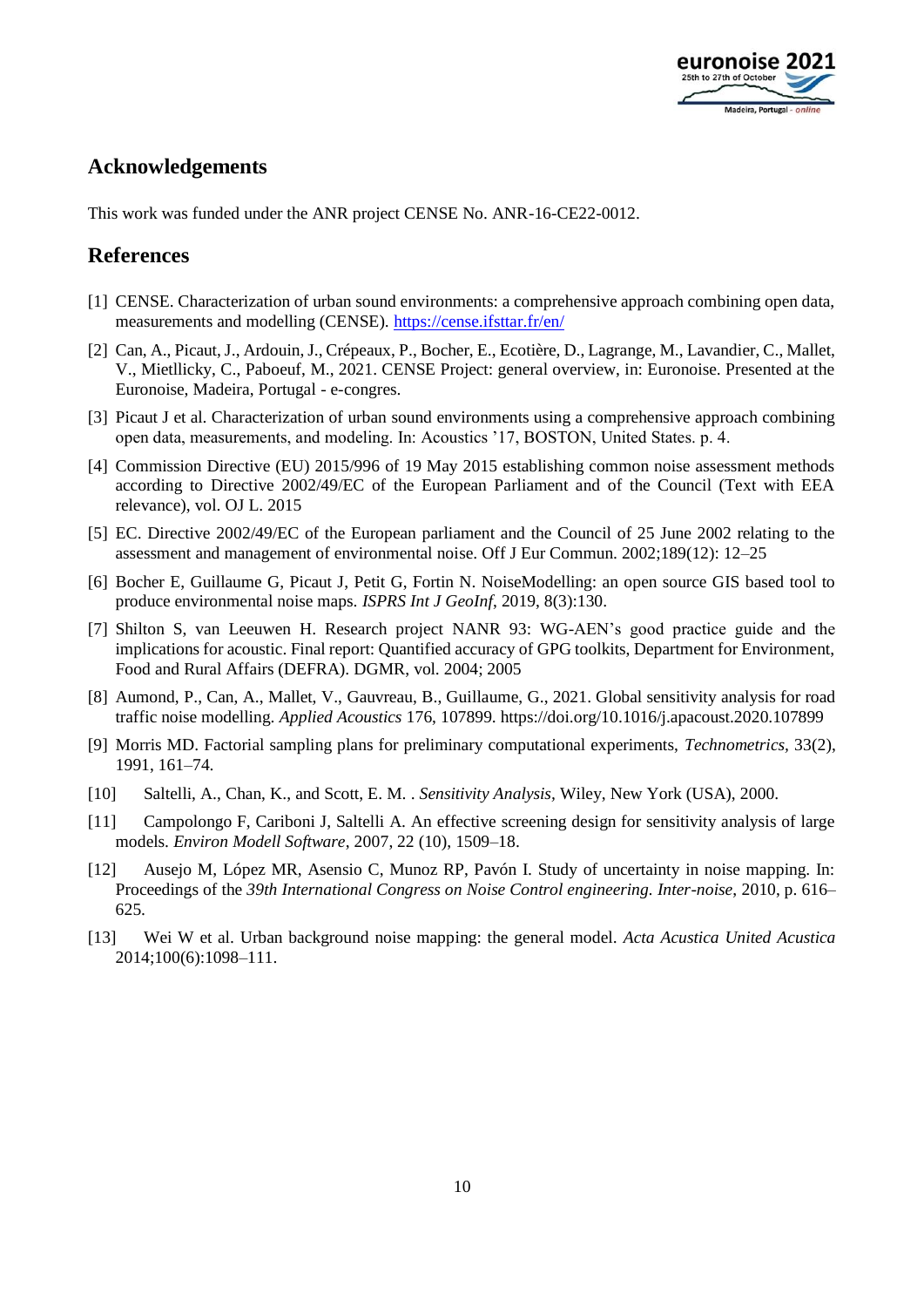## Acknowledgements

This work was funded under the ANR project CENSE No. ANR-16-CE22-0012.

## References

[1] CENSE. Characterization of urban sound environments: a comprehensive approach combining open data, measurements and modelling (CENSE). https://cense.ifsttar.fr/en/

[2] Can, A., Picaut, J., Ardouin, J., Crépeaux, P., Bocher, E., Ecotière, D., Lagrange, M., Lavandier, C., Mallet, V., Mietllicky, C., Paboeuf, M., 2021. CENSE Project: general overview, in: Euronoise. Presented at the Euronoise, Madeira, Portugal - e-congres.

[3] Picaut J et al. Characterization of urban sound environments using a comprehensive approach combining open data, measurements, and modeling. In: Acoustics '17, BOSTON, United States. p. 4.

[4] Commission Directive (EU) 2015/996 of 19 May 2015 establishing common noise assessment methods according to Directive 2002/49/EC of the European Parliament and of the Council (Text with EEA relevance), vol. OJ L. 2015

[5] EC. Directive 2002/49/EC of the European parliament and the Council of 25 June 2002 relating to the assessment and management of environmental noise. Off J Eur Commun. 2002;189(12): 12–25

[6] Bocher E, Guillaume G, Picaut J, Petit G, Fortin N. NoiseModelling: an open source GIS based tool to produce environmental noise maps. *ISPRS Int J GeoInf*, 2019, 8(3):130.

[7] Shilton S, van Leeuwen H. Research project NANR 93: WG-AEN's good practice guide and the implications for acoustic. Final report: Quantified accuracy of GPG toolkits, Department for Environment, Food and Rural Affairs (DEFRA). DGMR, vol. 2004; 2005

[8] Aumond, P., Can, A., Mallet, V., Gauvreau, B., Guillaume, G., 2021. Global sensitivity analysis for road traffic noise modelling. *Applied Acoustics* 176, 107899. https://doi.org/10.1016/j.apacoust.2020.107899

[9] Morris MD. Factorial sampling plans for preliminary computational experiments, *Technometrics*, 33(2), 1991, 161–74.

[10] Saltelli, A., Chan, K., and Scott, E. M. . *Sensitivity Analysis*, Wiley, New York (USA), 2000.

[11] Campolongo F, Cariboni J, Saltelli A. An effective screening design for sensitivity analysis of large models. *Environ Modell Software*, 2007, 22 (10), 1509–18.

[12] Ausejo M, López MR, Asensio C, Munoz RP, Pavón I. Study of uncertainty in noise mapping. In: Proceedings of the *39th International Congress on Noise Control engineering. Inter-noise*, 2010, p. 616–625.

[13] Wei W et al. Urban background noise mapping: the general model. *Acta Acustica United Acustica* 2014;100(6):1098–111.